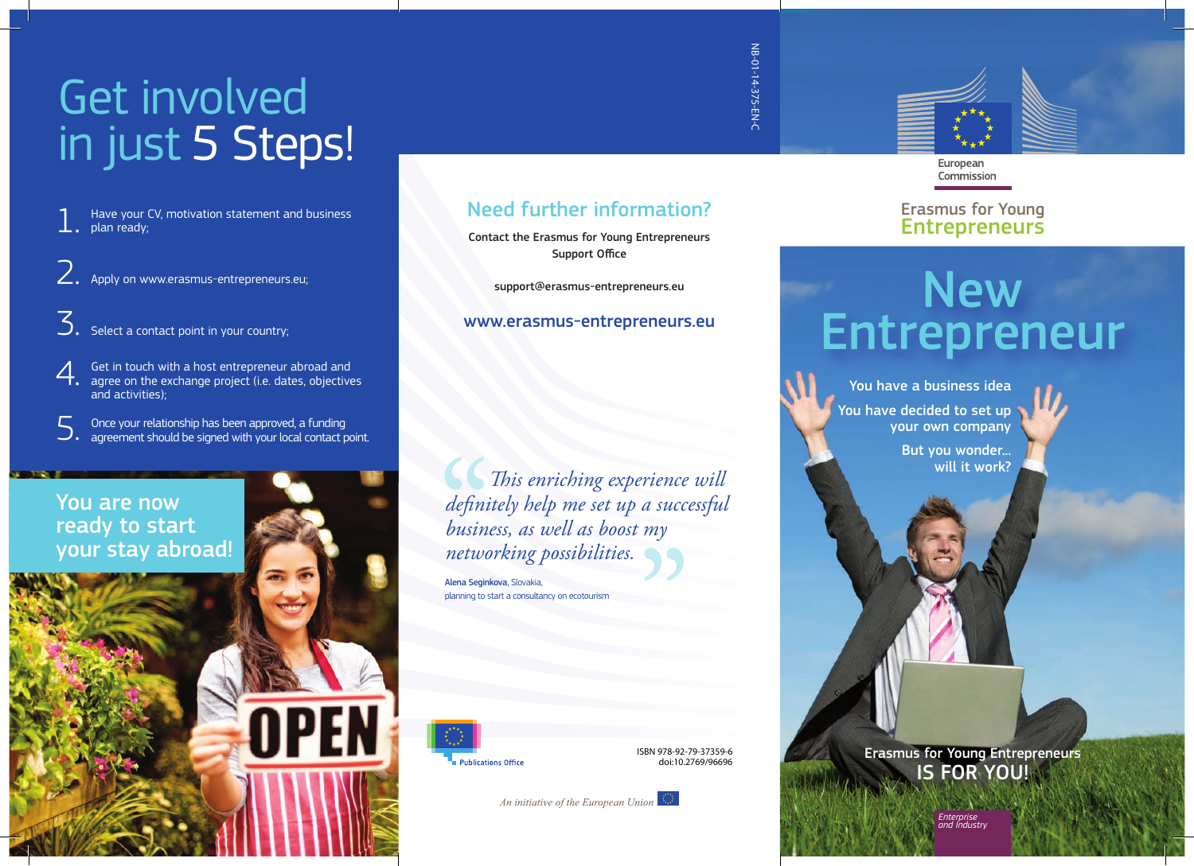# Get involved in just 5 Steps!

1. Have your CV, motivation statement and business plan ready;
2. Apply on www.erasmus-entrepreneurs.eu;
3. Select a contact point in your country;
4. Get in touch with a host entrepreneur abroad and agree on the exchange project (i.e. dates, objectives and activities);
5. Once your relationship has been approved, a funding agreement should be signed with your local contact point.

**You are now ready to start your stay abroad!**

## Need further information?

Contact the Erasmus for Young Entrepreneurs Support Office

support@erasmus-entrepreneurs.eu

**www.erasmus-entrepreneurs.eu**

> *"This enriching experience will definitely help me set up a successful business, as well as boost my networking possibilities."*

**Alena Seginkova**, Slovakia, planning to start a consultancy on ecotourism

Publications Office

ISBN 978-92-79-37359-6
doi:10.2769/96696

*An initiative of the European Union*

NB-01-14-375-EN-C

European Commission

Erasmus for Young Entrepreneurs

# New Entrepreneur

You have a business idea

You have decided to set up your own company

But you wonder... will it work?

Erasmus for Young Entrepreneurs
**IS FOR YOU!**

*Enterprise and Industry*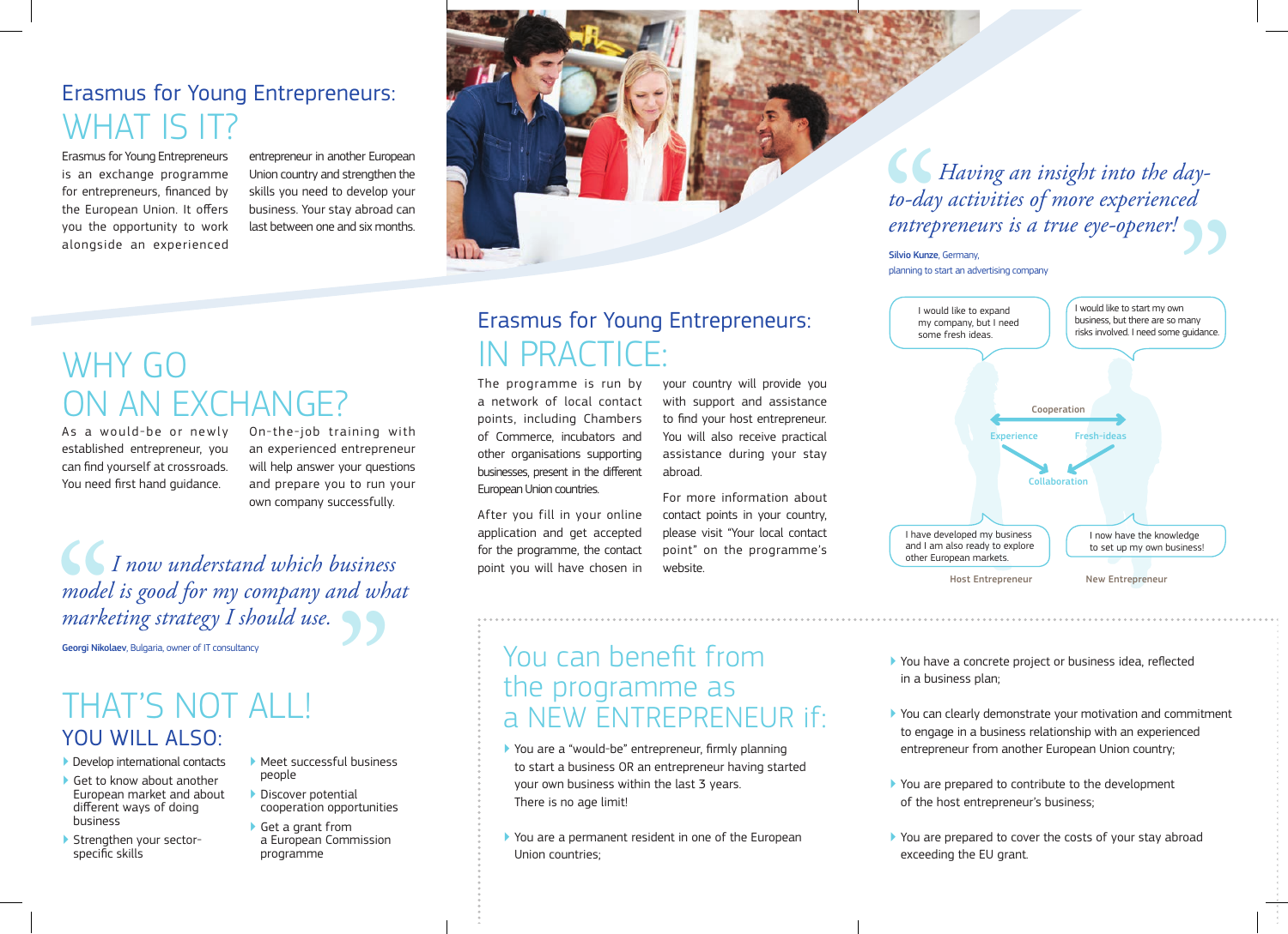# Erasmus for Young Entrepreneurs: WHAT IS IT?

Erasmus for Young Entrepreneurs is an exchange programme for entrepreneurs, financed by the European Union. It offers you the opportunity to work alongside an experienced entrepreneur in another European Union country and strengthen the skills you need to develop your business. Your stay abroad can last between one and six months.

*"Having an insight into the day-to-day activities of more experienced entrepreneurs is a true eye-opener!"*

**Silvio Kunze**, Germany, planning to start an advertising company

## WHY GO ON AN EXCHANGE?

As a would-be or newly established entrepreneur, you can find yourself at crossroads. You need first hand guidance.

On-the-job training with an experienced entrepreneur will help answer your questions and prepare you to run your own company successfully.

*"I now understand which business model is good for my company and what marketing strategy I should use."*

**Georgi Nikolaev**, Bulgaria, owner of IT consultancy

## THAT'S NOT ALL!

### YOU WILL ALSO:

- Develop international contacts
- Get to know about another European market and about different ways of doing business
- Strengthen your sector-specific skills
- Meet successful business people
- Discover potential cooperation opportunities
- Get a grant from a European Commission programme

# Erasmus for Young Entrepreneurs: IN PRACTICE:

The programme is run by a network of local contact points, including Chambers of Commerce, incubators and other organisations supporting businesses, present in the different European Union countries.

After you fill in your online application and get accepted for the programme, the contact point you will have chosen in your country will provide you with support and assistance to find your host entrepreneur. You will also receive practical assistance during your stay abroad.

For more information about contact points in your country, please visit "Your local contact point" on the programme's website.

I would like to expand my company, but I need some fresh ideas.

I would like to start my own business, but there are so many risks involved. I need some guidance.

Cooperation

Experience

Fresh-ideas

Collaboration

I have developed my business and I am also ready to explore other European markets.

I now have the knowledge to set up my own business!

Host Entrepreneur

New Entrepreneur

## You can benefit from the programme as a NEW ENTREPRENEUR if:

- You are a "would-be" entrepreneur, firmly planning to start a business OR an entrepreneur having started your own business within the last 3 years. There is no age limit!
- You are a permanent resident in one of the European Union countries;
- You have a concrete project or business idea, reflected in a business plan;
- You can clearly demonstrate your motivation and commitment to engage in a business relationship with an experienced entrepreneur from another European Union country;
- You are prepared to contribute to the development of the host entrepreneur's business;
- You are prepared to cover the costs of your stay abroad exceeding the EU grant.